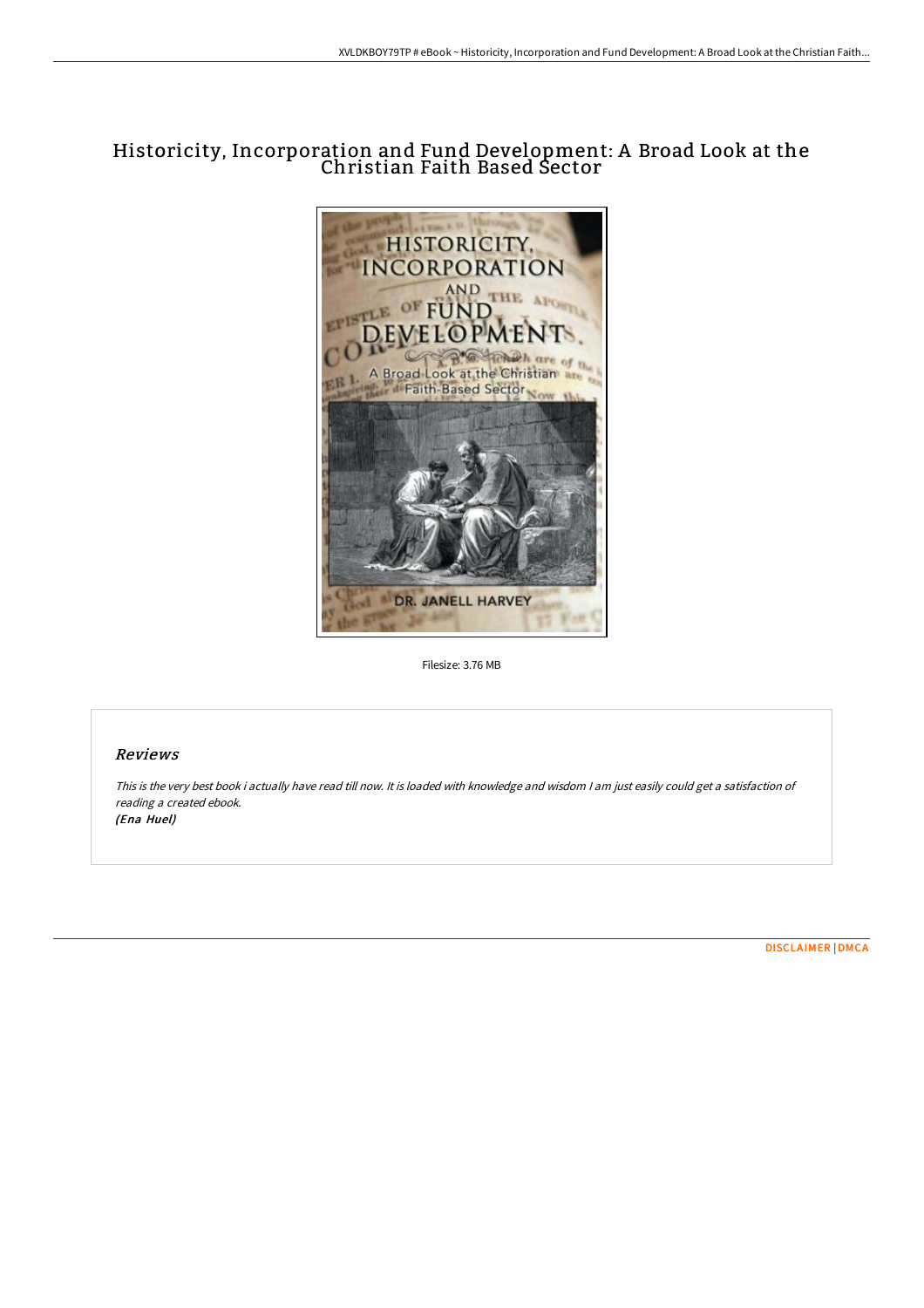# Historicity, Incorporation and Fund Development: A Broad Look at the Christian Faith Based Sector

Filesize: 3.76 MB

## Reviews

*This is the very best book i actually have read till now. It is loaded with knowledge and wisdom I am just easily could get a satisfaction of reading a created ebook.*
*(Ena Huel)*

DISCLAIMER | DMCA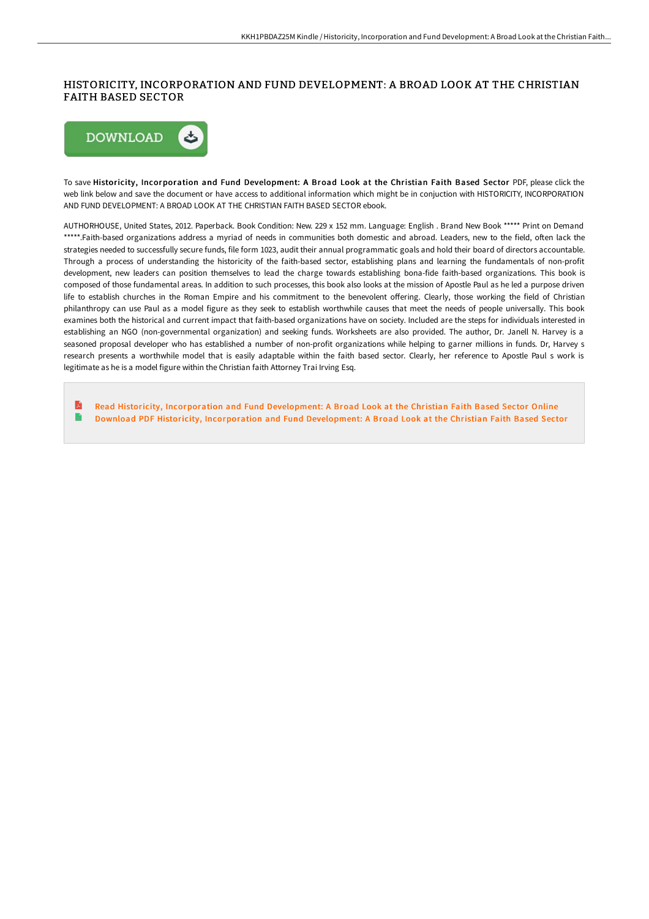# HISTORICITY, INCORPORATION AND FUND DEVELOPMENT: A BROAD LOOK AT THE CHRISTIAN FAITH BASED SECTOR

DOWNLOAD

To save **Historicity, Incorporation and Fund Development: A Broad Look at the Christian Faith Based Sector** PDF, please click the web link below and save the document or have access to additional information which might be in conjuction with HISTORICITY, INCORPORATION AND FUND DEVELOPMENT: A BROAD LOOK AT THE CHRISTIAN FAITH BASED SECTOR ebook.

AUTHORHOUSE, United States, 2012. Paperback. Book Condition: New. 229 x 152 mm. Language: English . Brand New Book ***** Print on Demand *****.Faith-based organizations address a myriad of needs in communities both domestic and abroad. Leaders, new to the field, often lack the strategies needed to successfully secure funds, file form 1023, audit their annual programmatic goals and hold their board of directors accountable. Through a process of understanding the historicity of the faith-based sector, establishing plans and learning the fundamentals of non-profit development, new leaders can position themselves to lead the charge towards establishing bona-fide faith-based organizations. This book is composed of those fundamental areas. In addition to such processes, this book also looks at the mission of Apostle Paul as he led a purpose driven life to establish churches in the Roman Empire and his commitment to the benevolent offering. Clearly, those working the field of Christian philanthropy can use Paul as a model figure as they seek to establish worthwhile causes that meet the needs of people universally. This book examines both the historical and current impact that faith-based organizations have on society. Included are the steps for individuals interested in establishing an NGO (non-governmental organization) and seeking funds. Worksheets are also provided. The author, Dr. Janell N. Harvey is a seasoned proposal developer who has established a number of non-profit organizations while helping to garner millions in funds. Dr, Harvey s research presents a worthwhile model that is easily adaptable within the faith based sector. Clearly, her reference to Apostle Paul s work is legitimate as he is a model figure within the Christian faith Attorney Trai Irving Esq.

Read Historicity, Incorporation and Fund Development: A Broad Look at the Christian Faith Based Sector Online

Download PDF Historicity, Incorporation and Fund Development: A Broad Look at the Christian Faith Based Sector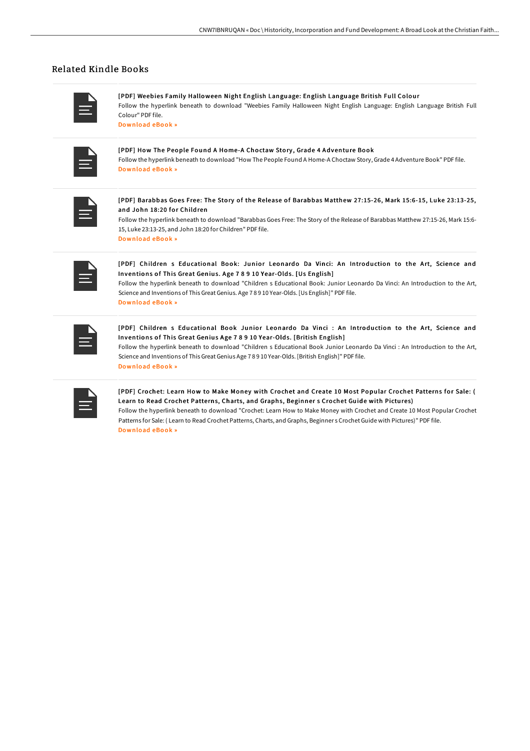## Related Kindle Books

[PDF] Weebies Family Halloween Night English Language: English Language British Full Colour

Follow the hyperlink beneath to download "Weebies Family Halloween Night English Language: English Language British Full Colour" PDF file.

Download eBook »

[PDF] How The People Found A Home-A Choctaw Story, Grade 4 Adventure Book

Follow the hyperlink beneath to download "How The People Found A Home-A Choctaw Story, Grade 4 Adventure Book" PDF file.

Download eBook »

[PDF] Barabbas Goes Free: The Story of the Release of Barabbas Matthew 27:15-26, Mark 15:6-15, Luke 23:13-25, and John 18:20 for Children

Follow the hyperlink beneath to download "Barabbas Goes Free: The Story of the Release of Barabbas Matthew 27:15-26, Mark 15:6-15, Luke 23:13-25, and John 18:20 for Children" PDF file.

Download eBook »

[PDF] Children s Educational Book: Junior Leonardo Da Vinci: An Introduction to the Art, Science and Inventions of This Great Genius. Age 7 8 9 10 Year-Olds. [Us English]

Follow the hyperlink beneath to download "Children s Educational Book: Junior Leonardo Da Vinci: An Introduction to the Art, Science and Inventions of This Great Genius. Age 7 8 9 10 Year-Olds. [Us English]" PDF file.

Download eBook »

[PDF] Children s Educational Book Junior Leonardo Da Vinci : An Introduction to the Art, Science and Inventions of This Great Genius Age 7 8 9 10 Year-Olds. [British English]

Follow the hyperlink beneath to download "Children s Educational Book Junior Leonardo Da Vinci : An Introduction to the Art, Science and Inventions of This Great Genius Age 7 8 9 10 Year-Olds. [British English]" PDF file.

Download eBook »

[PDF] Crochet: Learn How to Make Money with Crochet and Create 10 Most Popular Crochet Patterns for Sale: ( Learn to Read Crochet Patterns, Charts, and Graphs, Beginner s Crochet Guide with Pictures)

Follow the hyperlink beneath to download "Crochet: Learn How to Make Money with Crochet and Create 10 Most Popular Crochet Patterns for Sale: ( Learn to Read Crochet Patterns, Charts, and Graphs, Beginner s Crochet Guide with Pictures)" PDF file.

Download eBook »